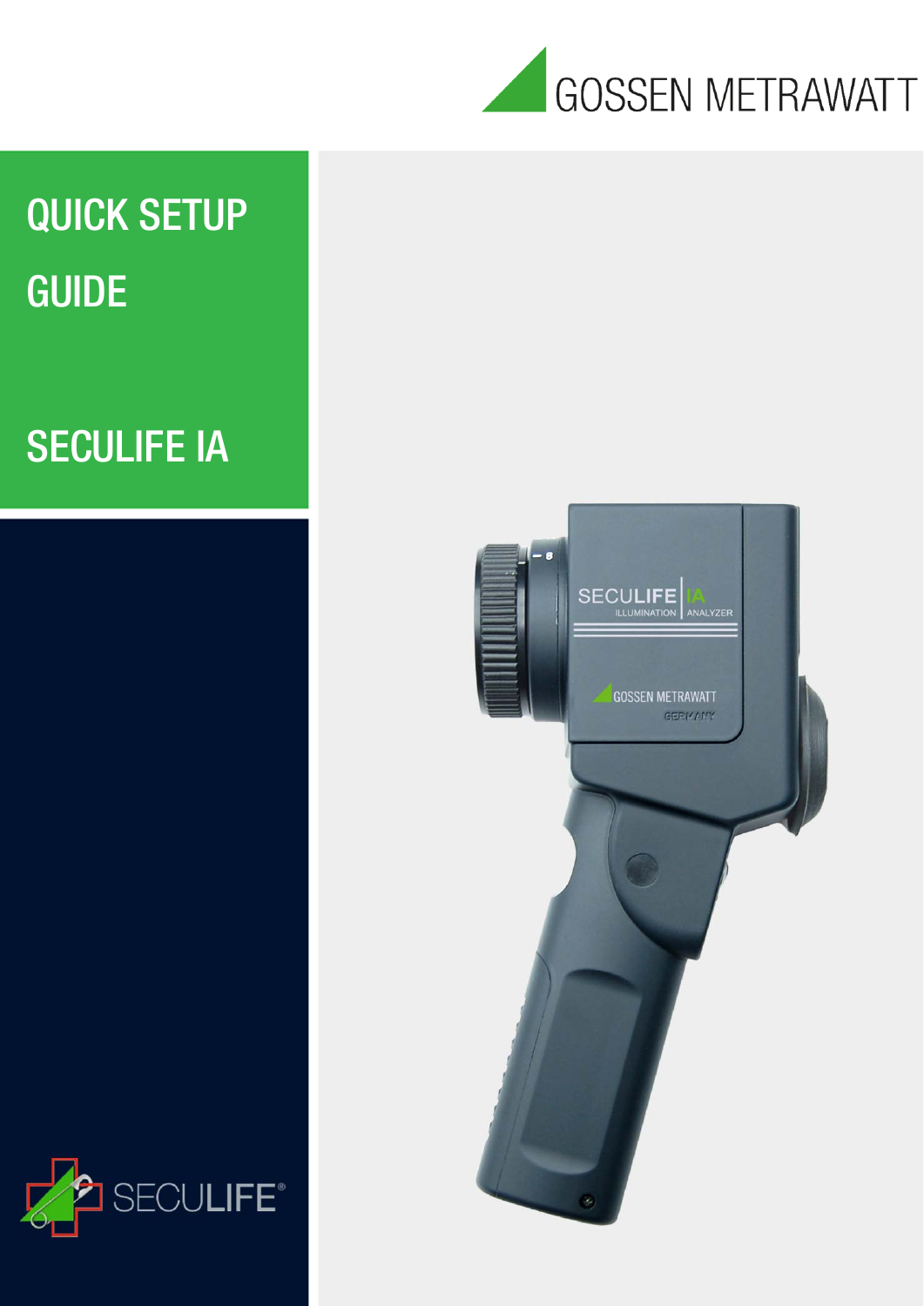GOSSEN METRAWATT

# QUICK SETUP GUIDE

# SECULIFE IA

SECULIFE®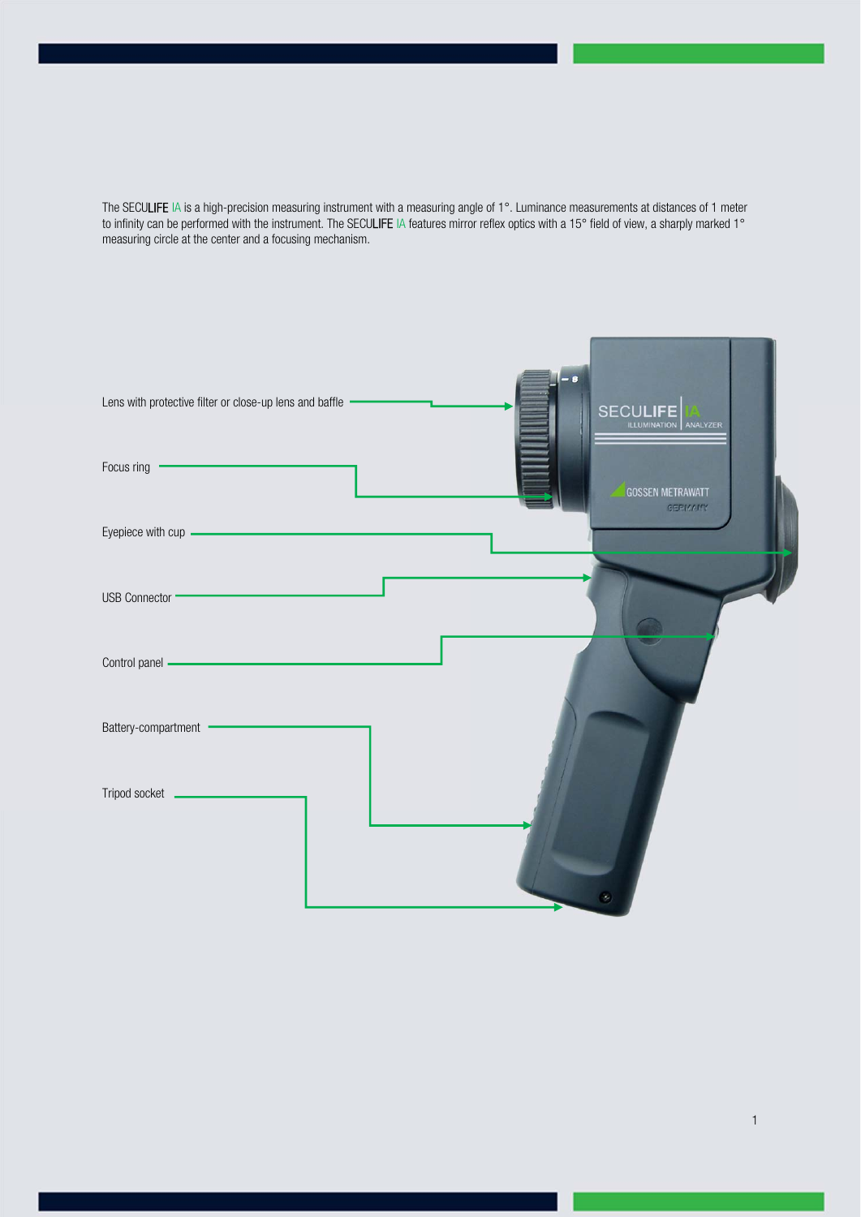The SECULIFE IA is a high-precision measuring instrument with a measuring angle of 1°. Luminance measurements at distances of 1 meter to infinity can be performed with the instrument. The SECULIFE IA features mirror reflex optics with a 15° field of view, a sharply marked 1° measuring circle at the center and a focusing mechanism.

- Lens with protective filter or close-up lens and baffle
- Focus ring
- Eyepiece with cup
- USB Connector
- Control panel
- Battery-compartment
- Tripod socket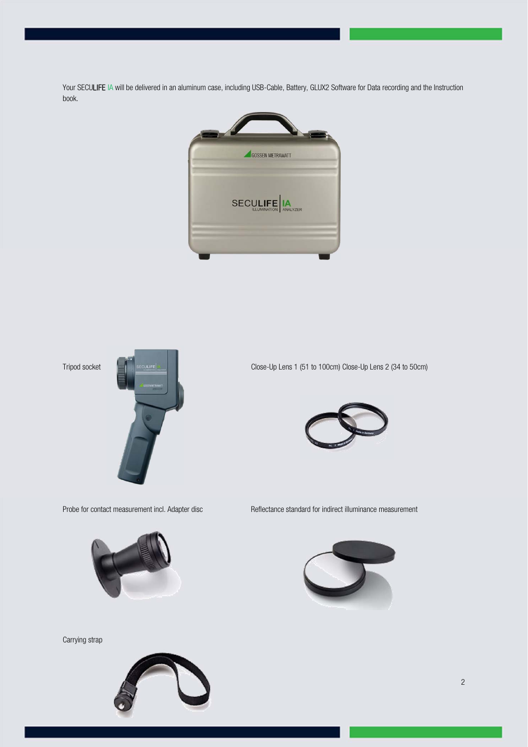Your SECULIFE IA will be delivered in an aluminum case, including USB-Cable, Battery, GLUX2 Software for Data recording and the Instruction book.

Tripod socket

Close-Up Lens 1 (51 to 100cm) Close-Up Lens 2 (34 to 50cm)

Probe for contact measurement incl. Adapter disc

Reflectance standard for indirect illuminance measurement

Carrying strap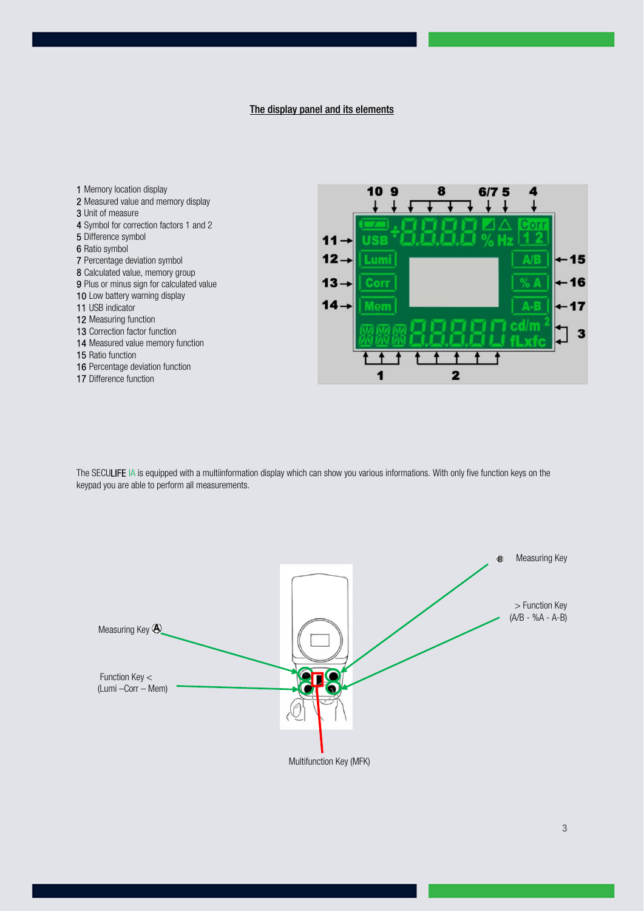## The display panel and its elements

1 Memory location display
2 Measured value and memory display
3 Unit of measure
4 Symbol for correction factors 1 and 2
5 Difference symbol
6 Ratio symbol
7 Percentage deviation symbol
8 Calculated value, memory group
9 Plus or minus sign for calculated value
10 Low battery warning display
11 USB indicator
12 Measuring function
13 Correction factor function
14 Measured value memory function
15 Ratio function
16 Percentage deviation function
17 Difference function

The SECULIFE IA is equipped with a multiinformation display which can show you various informations. With only five function keys on the keypad you are able to perform all measurements.

Measuring Key Ⓐ

Function Key <
(Lumi –Corr – Mem)

Measuring Key Ⓑ

> Function Key
(A/B - %A - A-B)

Multifunction Key (MFK)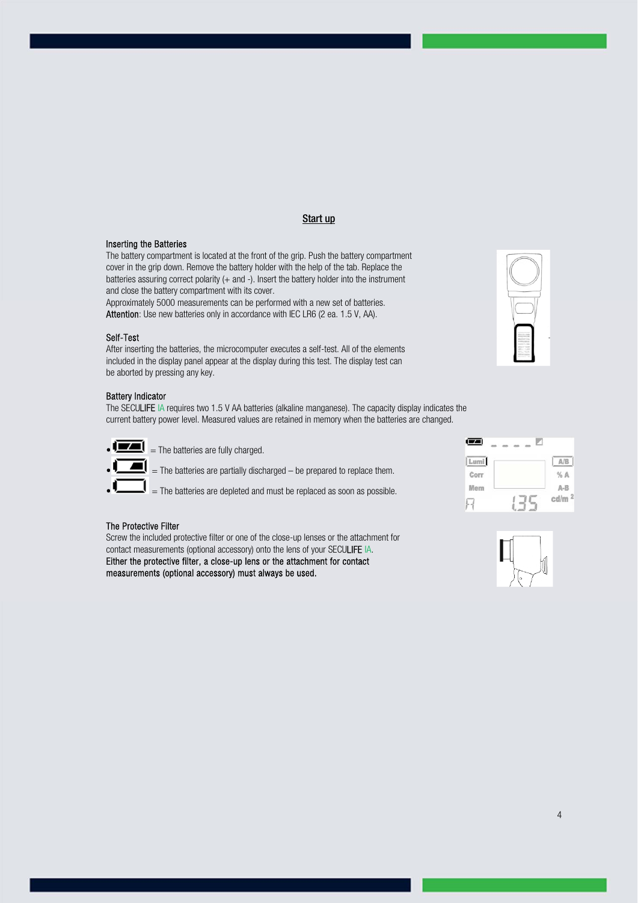## Start up

### Inserting the Batteries

The battery compartment is located at the front of the grip. Push the battery compartment cover in the grip down. Remove the battery holder with the help of the tab. Replace the batteries assuring correct polarity (+ and -). Insert the battery holder into the instrument and close the battery compartment with its cover.
Approximately 5000 measurements can be performed with a new set of batteries.
**Attention**: Use new batteries only in accordance with IEC LR6 (2 ea. 1.5 V, AA).

### Self-Test

After inserting the batteries, the microcomputer executes a self-test. All of the elements included in the display panel appear at the display during this test. The display test can be aborted by pressing any key.

### Battery Indicator

The SECULIFE IA requires two 1.5 V AA batteries (alkaline manganese). The capacity display indicates the current battery power level. Measured values are retained in memory when the batteries are changed.

- = The batteries are fully charged.
- = The batteries are partially discharged – be prepared to replace them.
- = The batteries are depleted and must be replaced as soon as possible.

### The Protective Filter

Screw the included protective filter or one of the close-up lenses or the attachment for contact measurements (optional accessory) onto the lens of your SECULIFE IA.
**Either the protective filter, a close-up lens or the attachment for contact measurements (optional accessory) must always be used.**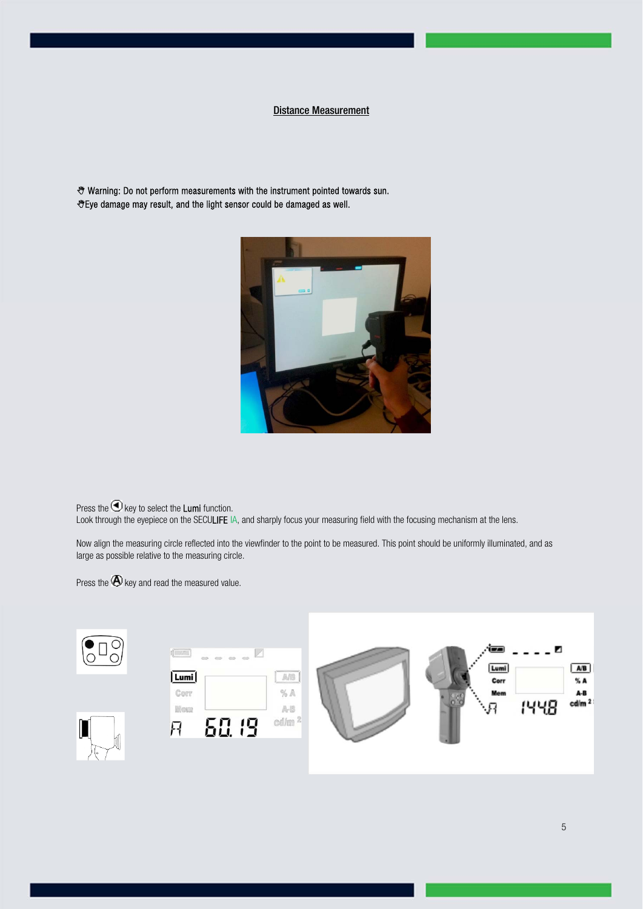## Distance Measurement

✋ Warning: Do not perform measurements with the instrument pointed towards sun.
✋Eye damage may result, and the light sensor could be damaged as well.

Press the ◀ key to select the **Lumi** function.
Look through the eyepiece on the SECU**LIFE** IA, and sharply focus your measuring field with the focusing mechanism at the lens.

Now align the measuring circle reflected into the viewfinder to the point to be measured. This point should be uniformly illuminated, and as large as possible relative to the measuring circle.

Press the Ⓐ key and read the measured value.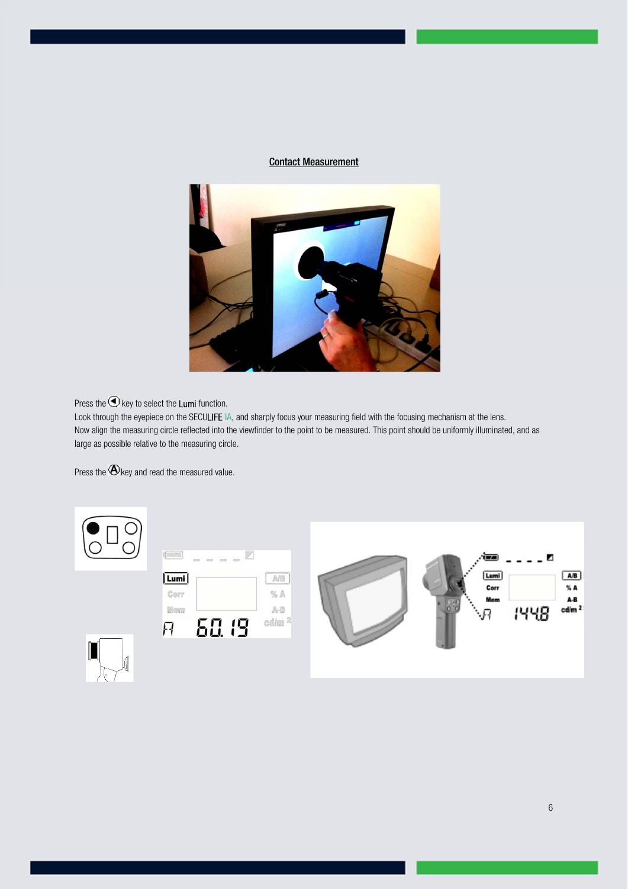## Contact Measurement

Press the ◀ key to select the Lumi function.
Look through the eyepiece on the SECULIFE IA, and sharply focus your measuring field with the focusing mechanism at the lens.
Now align the measuring circle reflected into the viewfinder to the point to be measured. This point should be uniformly illuminated, and as large as possible relative to the measuring circle.

Press the Ⓐ key and read the measured value.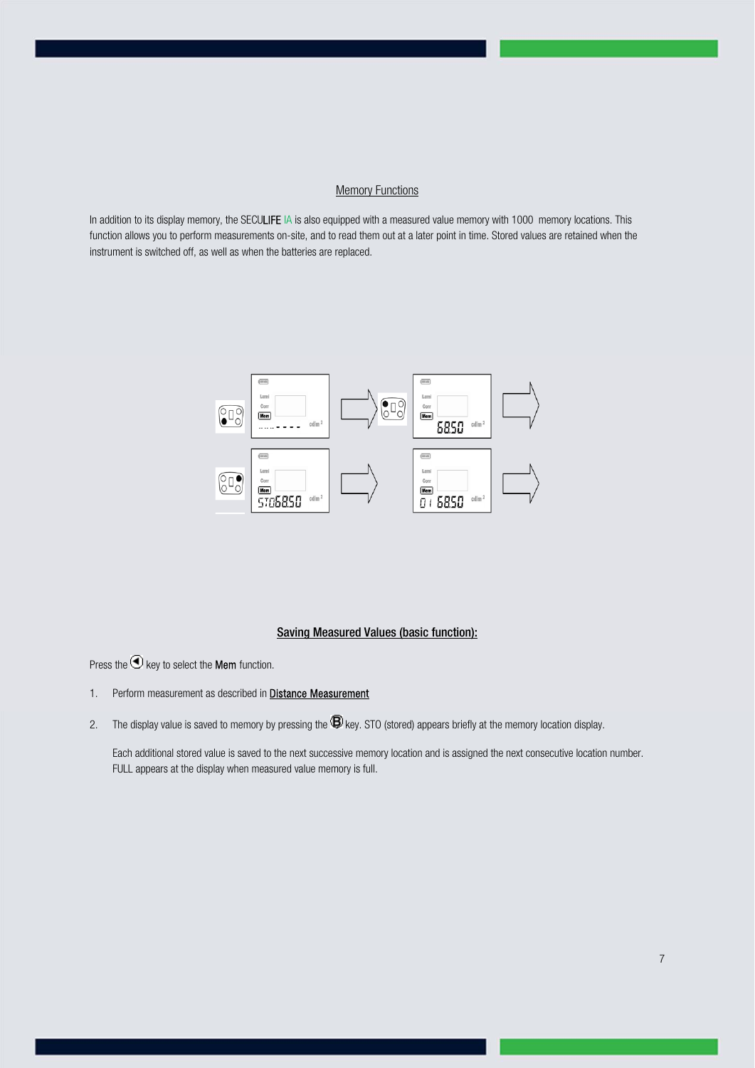## Memory Functions

In addition to its display memory, the SECULIFE IA is also equipped with a measured value memory with 1000 memory locations. This function allows you to perform measurements on-site, and to read them out at a later point in time. Stored values are retained when the instrument is switched off, as well as when the batteries are replaced.

### Saving Measured Values (basic function):

Press the ◀ key to select the **Mem** function.

1. Perform measurement as described in Distance Measurement

2. The display value is saved to memory by pressing the B key. STO (stored) appears briefly at the memory location display.

   Each additional stored value is saved to the next successive memory location and is assigned the next consecutive location number. FULL appears at the display when measured value memory is full.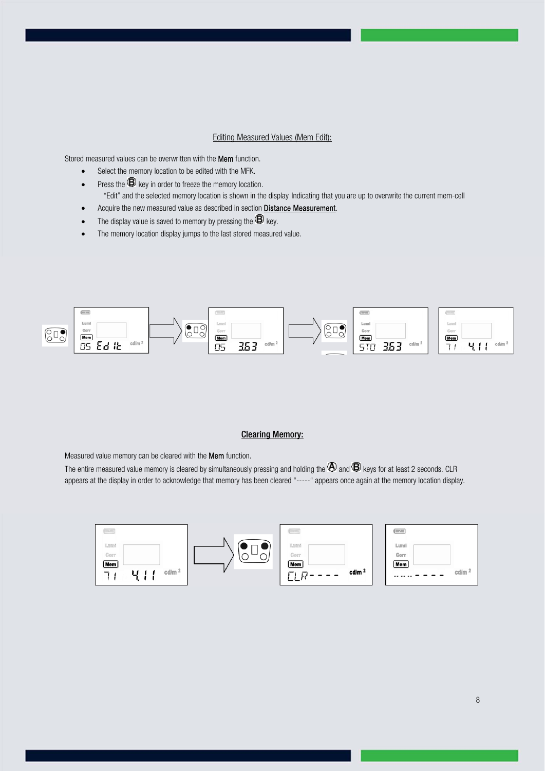## Editing Measured Values (Mem Edit):

Stored measured values can be overwritten with the **Mem** function.

- Select the memory location to be edited with the MFK.
- Press the Ⓑ key in order to freeze the memory location.
  "Edit" and the selected memory location is shown in the display Indicating that you are up to overwrite the current mem-cell
- Acquire the new measured value as described in section Distance Measurement.
- The display value is saved to memory by pressing the Ⓑ key.
- The memory location display jumps to the last stored measured value.

## Clearing Memory:

Measured value memory can be cleared with the **Mem** function.

The entire measured value memory is cleared by simultaneously pressing and holding the Ⓐ and Ⓑ keys for at least 2 seconds. CLR appears at the display in order to acknowledge that memory has been cleared "-----" appears once again at the memory location display.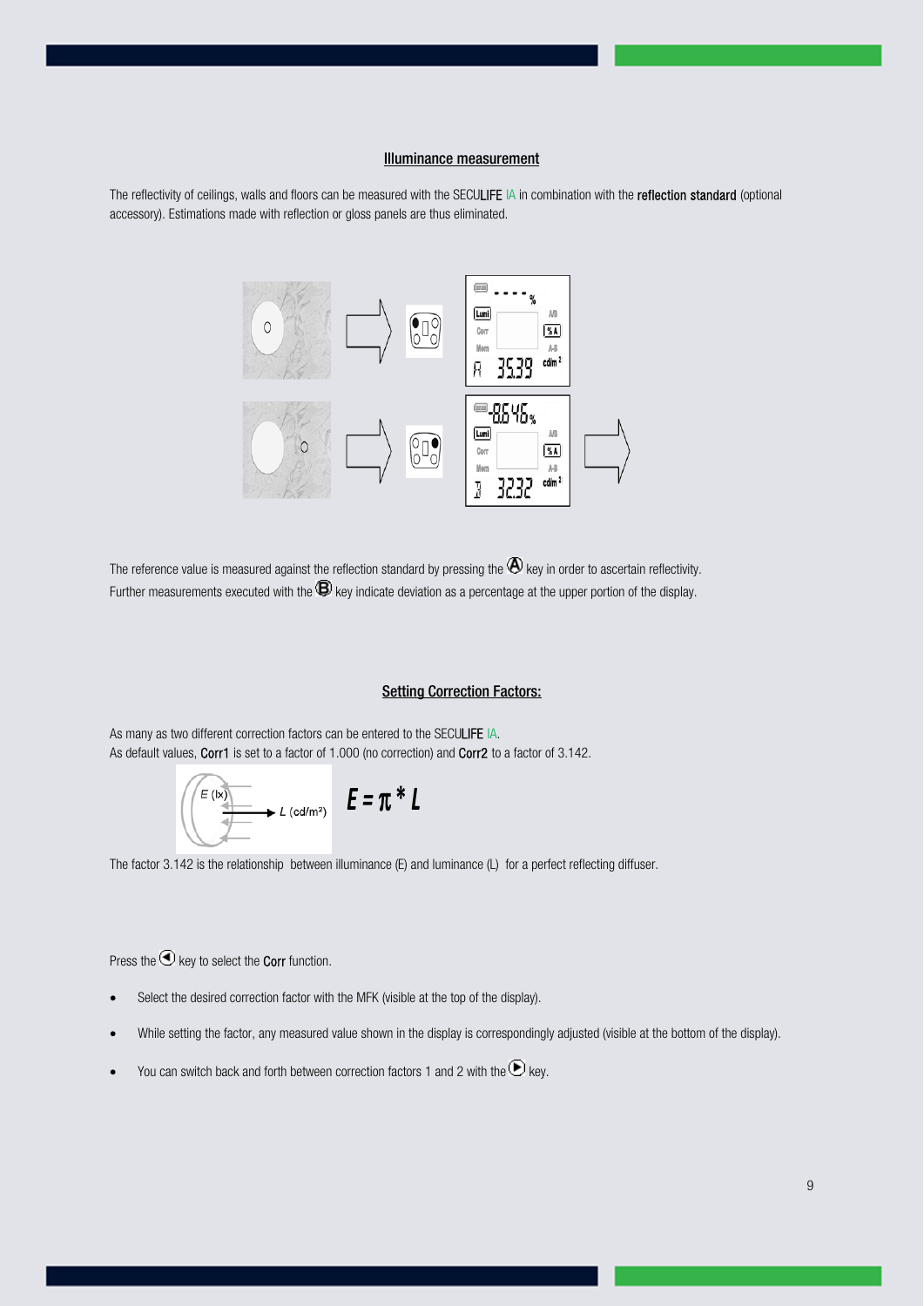## Illuminance measurement

The reflectivity of ceilings, walls and floors can be measured with the SECULIFE IA in combination with the **reflection standard** (optional accessory). Estimations made with reflection or gloss panels are thus eliminated.

The reference value is measured against the reflection standard by pressing the Ⓐ key in order to ascertain reflectivity. Further measurements executed with the Ⓑ key indicate deviation as a percentage at the upper portion of the display.

## Setting Correction Factors:

As many as two different correction factors can be entered to the SECULIFE IA.
As default values, **Corr1** is set to a factor of 1.000 (no correction) and **Corr2** to a factor of 3.142.

$$E = \pi * L$$

The factor 3.142 is the relationship between illuminance (E) and luminance (L) for a perfect reflecting diffuser.

Press the ◀ key to select the **Corr** function.

- Select the desired correction factor with the MFK (visible at the top of the display).
- While setting the factor, any measured value shown in the display is correspondingly adjusted (visible at the bottom of the display).
- You can switch back and forth between correction factors 1 and 2 with the ▶ key.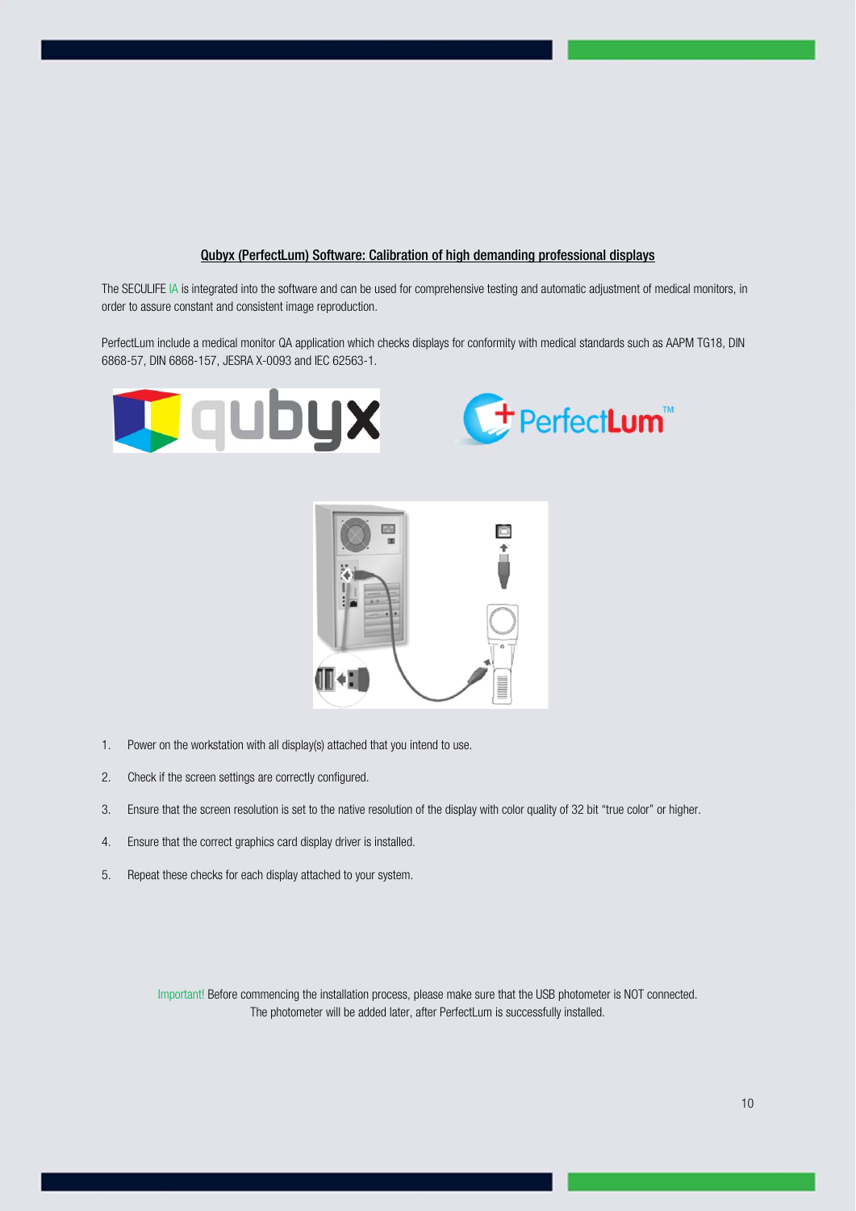**Qubyx (PerfectLum) Software: Calibration of high demanding professional displays**

The SECULIFE IA is integrated into the software and can be used for comprehensive testing and automatic adjustment of medical monitors, in order to assure constant and consistent image reproduction.

PerfectLum include a medical monitor QA application which checks displays for conformity with medical standards such as AAPM TG18, DIN 6868-57, DIN 6868-157, JESRA X-0093 and IEC 62563-1.

1. Power on the workstation with all display(s) attached that you intend to use.
2. Check if the screen settings are correctly configured.
3. Ensure that the screen resolution is set to the native resolution of the display with color quality of 32 bit “true color” or higher.
4. Ensure that the correct graphics card display driver is installed.
5. Repeat these checks for each display attached to your system.

Important! Before commencing the installation process, please make sure that the USB photometer is NOT connected. The photometer will be added later, after PerfectLum is successfully installed.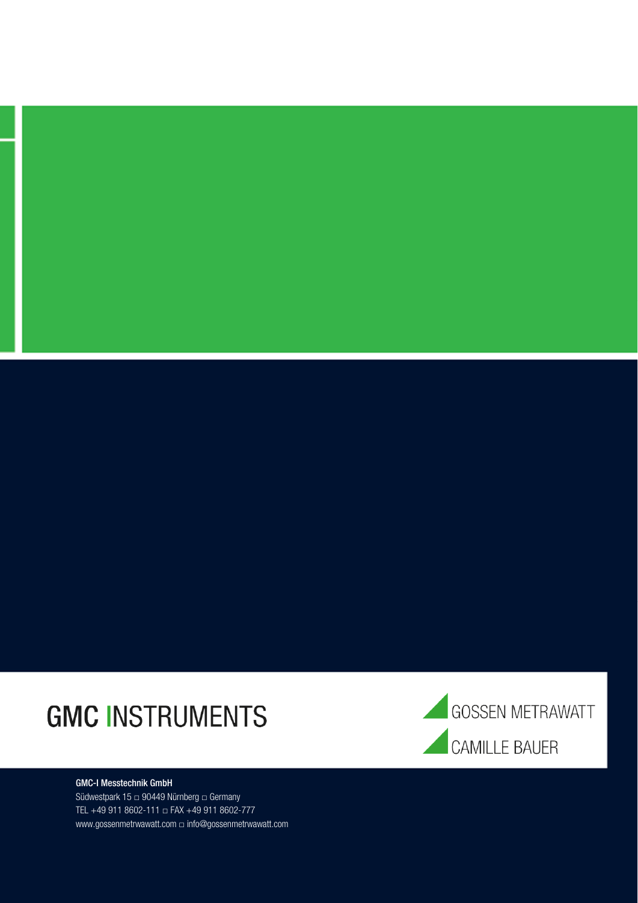GMC INSTRUMENTS

GOSSEN METRAWATT

CAMILLE BAUER

**GMC-I Messtechnik GmbH**

Südwestpark 15 □ 90449 Nürnberg □ Germany

TEL +49 911 8602-111 □ FAX +49 911 8602-777

www.gossenmetrwawatt.com □ info@gossenmetrwawatt.com